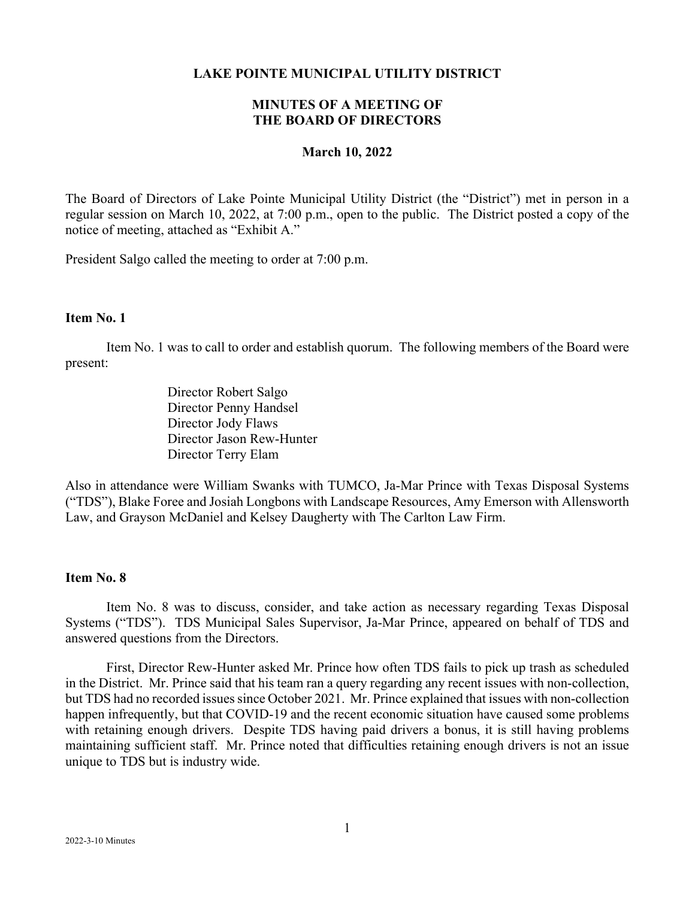# LAKE POINTE MUNICIPAL UTILITY DISTRICT

## MINUTES OF A MEETING OF THE BOARD OF DIRECTORS

**March 10, 2022**

The Board of Directors of Lake Pointe Municipal Utility District (the "District") met in person in a regular session on March 10, 2022, at 7:00 p.m., open to the public. The District posted a copy of the notice of meeting, attached as "Exhibit A."

President Salgo called the meeting to order at 7:00 p.m.

### Item No. 1

Item No. 1 was to call to order and establish quorum. The following members of the Board were present:

Director Robert Salgo
Director Penny Handsel
Director Jody Flaws
Director Jason Rew-Hunter
Director Terry Elam

Also in attendance were William Swanks with TUMCO, Ja-Mar Prince with Texas Disposal Systems ("TDS"), Blake Foree and Josiah Longbons with Landscape Resources, Amy Emerson with Allensworth Law, and Grayson McDaniel and Kelsey Daugherty with The Carlton Law Firm.

### Item No. 8

Item No. 8 was to discuss, consider, and take action as necessary regarding Texas Disposal Systems ("TDS"). TDS Municipal Sales Supervisor, Ja-Mar Prince, appeared on behalf of TDS and answered questions from the Directors.

First, Director Rew-Hunter asked Mr. Prince how often TDS fails to pick up trash as scheduled in the District. Mr. Prince said that his team ran a query regarding any recent issues with non-collection, but TDS had no recorded issues since October 2021. Mr. Prince explained that issues with non-collection happen infrequently, but that COVID-19 and the recent economic situation have caused some problems with retaining enough drivers. Despite TDS having paid drivers a bonus, it is still having problems maintaining sufficient staff. Mr. Prince noted that difficulties retaining enough drivers is not an issue unique to TDS but is industry wide.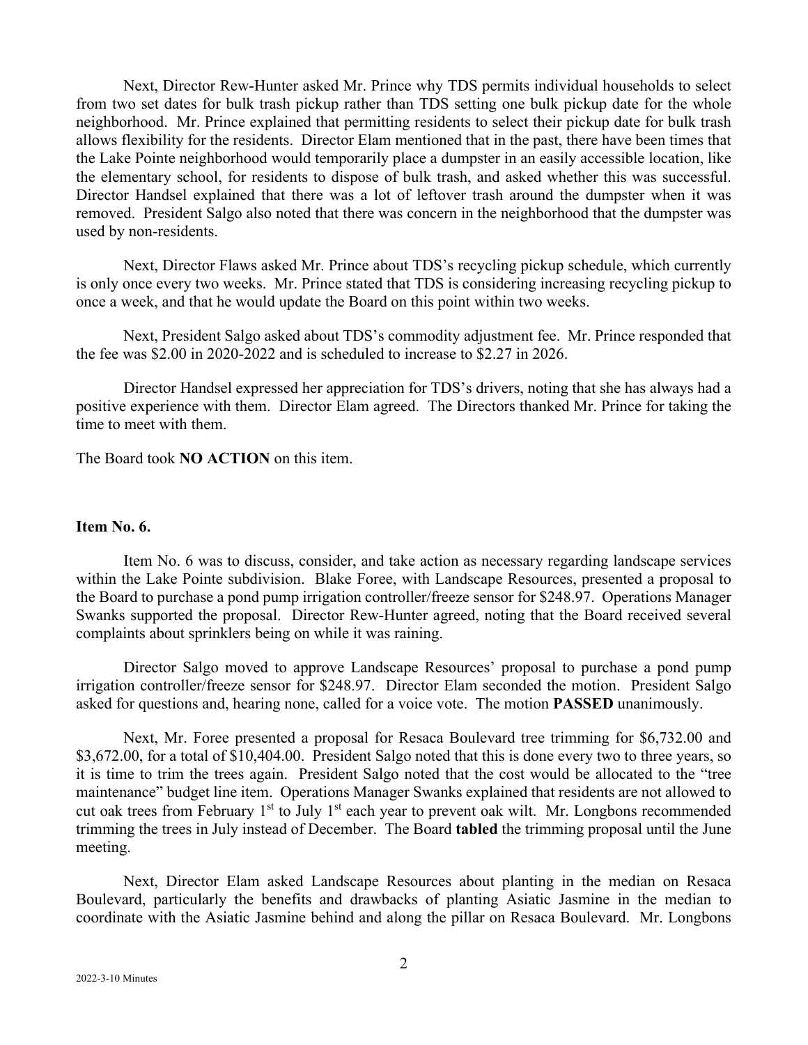Next, Director Rew-Hunter asked Mr. Prince why TDS permits individual households to select from two set dates for bulk trash pickup rather than TDS setting one bulk pickup date for the whole neighborhood. Mr. Prince explained that permitting residents to select their pickup date for bulk trash allows flexibility for the residents. Director Elam mentioned that in the past, there have been times that the Lake Pointe neighborhood would temporarily place a dumpster in an easily accessible location, like the elementary school, for residents to dispose of bulk trash, and asked whether this was successful. Director Handsel explained that there was a lot of leftover trash around the dumpster when it was removed. President Salgo also noted that there was concern in the neighborhood that the dumpster was used by non-residents.

Next, Director Flaws asked Mr. Prince about TDS's recycling pickup schedule, which currently is only once every two weeks. Mr. Prince stated that TDS is considering increasing recycling pickup to once a week, and that he would update the Board on this point within two weeks.

Next, President Salgo asked about TDS's commodity adjustment fee. Mr. Prince responded that the fee was $2.00 in 2020-2022 and is scheduled to increase to $2.27 in 2026.

Director Handsel expressed her appreciation for TDS's drivers, noting that she has always had a positive experience with them. Director Elam agreed. The Directors thanked Mr. Prince for taking the time to meet with them.

The Board took **NO ACTION** on this item.

**Item No. 6.**

Item No. 6 was to discuss, consider, and take action as necessary regarding landscape services within the Lake Pointe subdivision. Blake Foree, with Landscape Resources, presented a proposal to the Board to purchase a pond pump irrigation controller/freeze sensor for $248.97. Operations Manager Swanks supported the proposal. Director Rew-Hunter agreed, noting that the Board received several complaints about sprinklers being on while it was raining.

Director Salgo moved to approve Landscape Resources' proposal to purchase a pond pump irrigation controller/freeze sensor for $248.97. Director Elam seconded the motion. President Salgo asked for questions and, hearing none, called for a voice vote. The motion **PASSED** unanimously.

Next, Mr. Foree presented a proposal for Resaca Boulevard tree trimming for $6,732.00 and $3,672.00, for a total of $10,404.00. President Salgo noted that this is done every two to three years, so it is time to trim the trees again. President Salgo noted that the cost would be allocated to the "tree maintenance" budget line item. Operations Manager Swanks explained that residents are not allowed to cut oak trees from February 1st to July 1st each year to prevent oak wilt. Mr. Longbons recommended trimming the trees in July instead of December. The Board **tabled** the trimming proposal until the June meeting.

Next, Director Elam asked Landscape Resources about planting in the median on Resaca Boulevard, particularly the benefits and drawbacks of planting Asiatic Jasmine in the median to coordinate with the Asiatic Jasmine behind and along the pillar on Resaca Boulevard. Mr. Longbons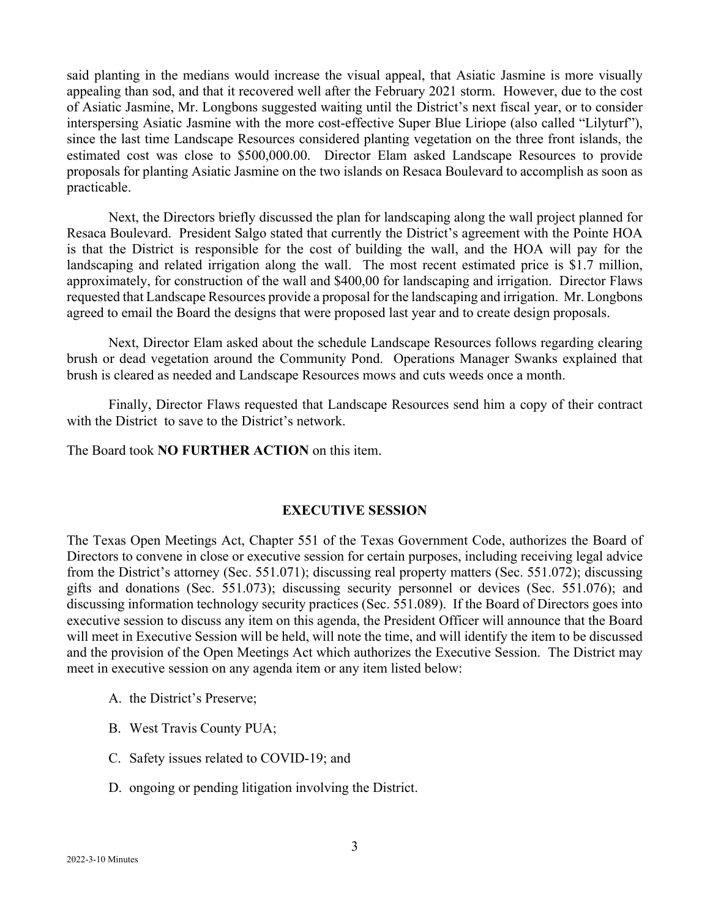said planting in the medians would increase the visual appeal, that Asiatic Jasmine is more visually appealing than sod, and that it recovered well after the February 2021 storm. However, due to the cost of Asiatic Jasmine, Mr. Longbons suggested waiting until the District's next fiscal year, or to consider interspersing Asiatic Jasmine with the more cost-effective Super Blue Liriope (also called "Lilyturf"), since the last time Landscape Resources considered planting vegetation on the three front islands, the estimated cost was close to $500,000.00. Director Elam asked Landscape Resources to provide proposals for planting Asiatic Jasmine on the two islands on Resaca Boulevard to accomplish as soon as practicable.

Next, the Directors briefly discussed the plan for landscaping along the wall project planned for Resaca Boulevard. President Salgo stated that currently the District's agreement with the Pointe HOA is that the District is responsible for the cost of building the wall, and the HOA will pay for the landscaping and related irrigation along the wall. The most recent estimated price is $1.7 million, approximately, for construction of the wall and $400,00 for landscaping and irrigation. Director Flaws requested that Landscape Resources provide a proposal for the landscaping and irrigation. Mr. Longbons agreed to email the Board the designs that were proposed last year and to create design proposals.

Next, Director Elam asked about the schedule Landscape Resources follows regarding clearing brush or dead vegetation around the Community Pond. Operations Manager Swanks explained that brush is cleared as needed and Landscape Resources mows and cuts weeds once a month.

Finally, Director Flaws requested that Landscape Resources send him a copy of their contract with the District to save to the District's network.

The Board took **NO FURTHER ACTION** on this item.

## EXECUTIVE SESSION

The Texas Open Meetings Act, Chapter 551 of the Texas Government Code, authorizes the Board of Directors to convene in close or executive session for certain purposes, including receiving legal advice from the District's attorney (Sec. 551.071); discussing real property matters (Sec. 551.072); discussing gifts and donations (Sec. 551.073); discussing security personnel or devices (Sec. 551.076); and discussing information technology security practices (Sec. 551.089). If the Board of Directors goes into executive session to discuss any item on this agenda, the President Officer will announce that the Board will meet in Executive Session will be held, will note the time, and will identify the item to be discussed and the provision of the Open Meetings Act which authorizes the Executive Session. The District may meet in executive session on any agenda item or any item listed below:

A. the District's Preserve;

B. West Travis County PUA;

C. Safety issues related to COVID-19; and

D. ongoing or pending litigation involving the District.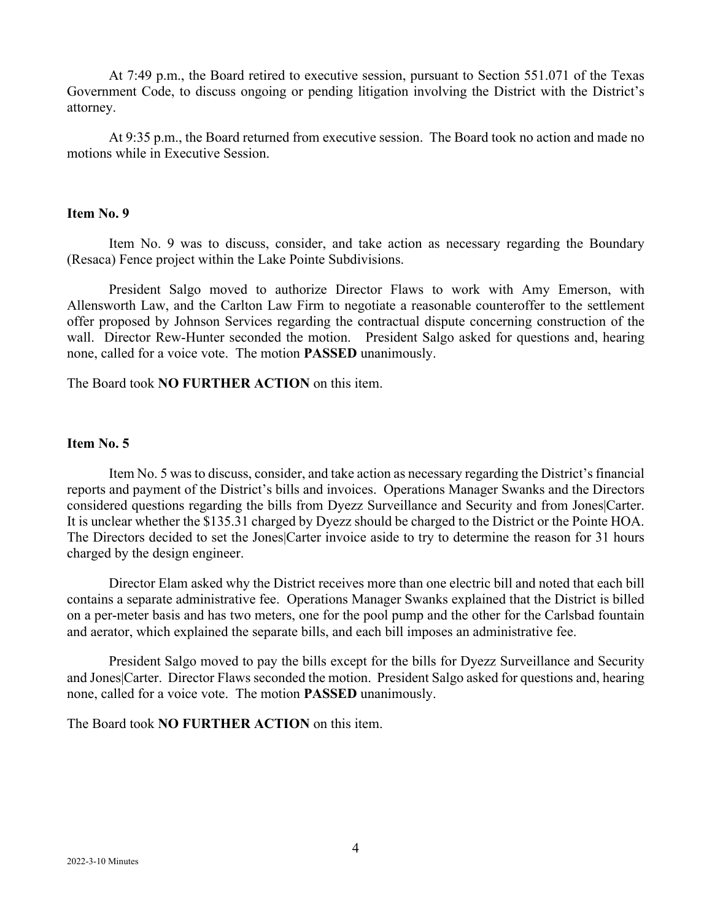At 7:49 p.m., the Board retired to executive session, pursuant to Section 551.071 of the Texas Government Code, to discuss ongoing or pending litigation involving the District with the District's attorney.

At 9:35 p.m., the Board returned from executive session. The Board took no action and made no motions while in Executive Session.

### Item No. 9

Item No. 9 was to discuss, consider, and take action as necessary regarding the Boundary (Resaca) Fence project within the Lake Pointe Subdivisions.

President Salgo moved to authorize Director Flaws to work with Amy Emerson, with Allensworth Law, and the Carlton Law Firm to negotiate a reasonable counteroffer to the settlement offer proposed by Johnson Services regarding the contractual dispute concerning construction of the wall. Director Rew-Hunter seconded the motion. President Salgo asked for questions and, hearing none, called for a voice vote. The motion **PASSED** unanimously.

The Board took **NO FURTHER ACTION** on this item.

### Item No. 5

Item No. 5 was to discuss, consider, and take action as necessary regarding the District's financial reports and payment of the District's bills and invoices. Operations Manager Swanks and the Directors considered questions regarding the bills from Dyezz Surveillance and Security and from Jones|Carter. It is unclear whether the $135.31 charged by Dyezz should be charged to the District or the Pointe HOA. The Directors decided to set the Jones|Carter invoice aside to try to determine the reason for 31 hours charged by the design engineer.

Director Elam asked why the District receives more than one electric bill and noted that each bill contains a separate administrative fee. Operations Manager Swanks explained that the District is billed on a per-meter basis and has two meters, one for the pool pump and the other for the Carlsbad fountain and aerator, which explained the separate bills, and each bill imposes an administrative fee.

President Salgo moved to pay the bills except for the bills for Dyezz Surveillance and Security and Jones|Carter. Director Flaws seconded the motion. President Salgo asked for questions and, hearing none, called for a voice vote. The motion **PASSED** unanimously.

The Board took **NO FURTHER ACTION** on this item.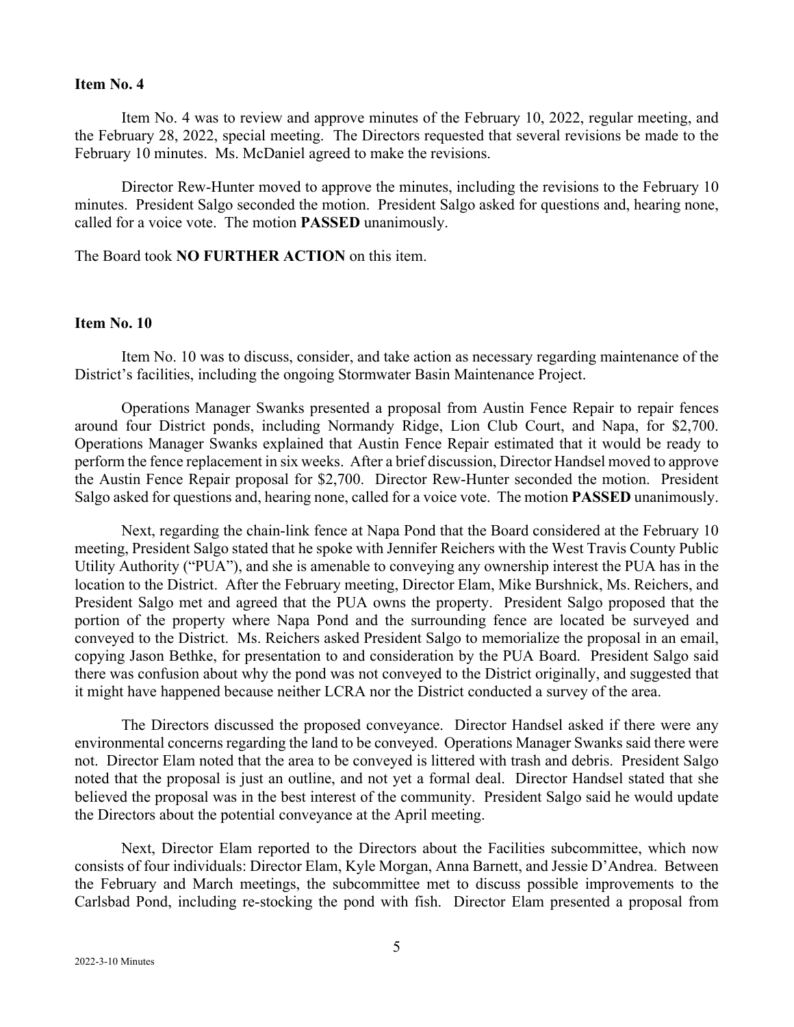**Item No. 4**

Item No. 4 was to review and approve minutes of the February 10, 2022, regular meeting, and the February 28, 2022, special meeting. The Directors requested that several revisions be made to the February 10 minutes. Ms. McDaniel agreed to make the revisions.

Director Rew-Hunter moved to approve the minutes, including the revisions to the February 10 minutes. President Salgo seconded the motion. President Salgo asked for questions and, hearing none, called for a voice vote. The motion **PASSED** unanimously.

The Board took **NO FURTHER ACTION** on this item.

**Item No. 10**

Item No. 10 was to discuss, consider, and take action as necessary regarding maintenance of the District's facilities, including the ongoing Stormwater Basin Maintenance Project.

Operations Manager Swanks presented a proposal from Austin Fence Repair to repair fences around four District ponds, including Normandy Ridge, Lion Club Court, and Napa, for $2,700. Operations Manager Swanks explained that Austin Fence Repair estimated that it would be ready to perform the fence replacement in six weeks. After a brief discussion, Director Handsel moved to approve the Austin Fence Repair proposal for $2,700. Director Rew-Hunter seconded the motion. President Salgo asked for questions and, hearing none, called for a voice vote. The motion **PASSED** unanimously.

Next, regarding the chain-link fence at Napa Pond that the Board considered at the February 10 meeting, President Salgo stated that he spoke with Jennifer Reichers with the West Travis County Public Utility Authority ("PUA"), and she is amenable to conveying any ownership interest the PUA has in the location to the District. After the February meeting, Director Elam, Mike Burshnick, Ms. Reichers, and President Salgo met and agreed that the PUA owns the property. President Salgo proposed that the portion of the property where Napa Pond and the surrounding fence are located be surveyed and conveyed to the District. Ms. Reichers asked President Salgo to memorialize the proposal in an email, copying Jason Bethke, for presentation to and consideration by the PUA Board. President Salgo said there was confusion about why the pond was not conveyed to the District originally, and suggested that it might have happened because neither LCRA nor the District conducted a survey of the area.

The Directors discussed the proposed conveyance. Director Handsel asked if there were any environmental concerns regarding the land to be conveyed. Operations Manager Swanks said there were not. Director Elam noted that the area to be conveyed is littered with trash and debris. President Salgo noted that the proposal is just an outline, and not yet a formal deal. Director Handsel stated that she believed the proposal was in the best interest of the community. President Salgo said he would update the Directors about the potential conveyance at the April meeting.

Next, Director Elam reported to the Directors about the Facilities subcommittee, which now consists of four individuals: Director Elam, Kyle Morgan, Anna Barnett, and Jessie D'Andrea. Between the February and March meetings, the subcommittee met to discuss possible improvements to the Carlsbad Pond, including re-stocking the pond with fish. Director Elam presented a proposal from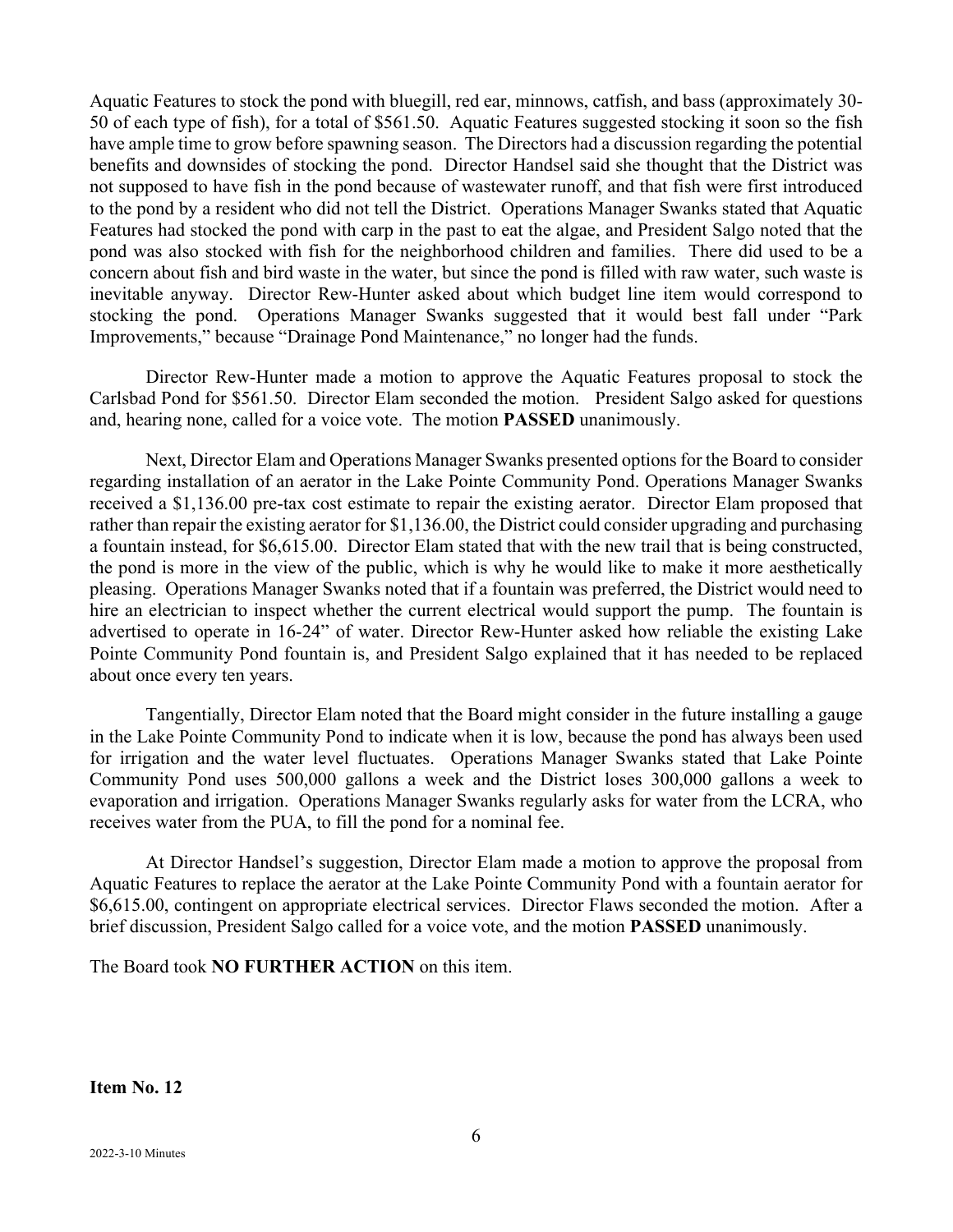Aquatic Features to stock the pond with bluegill, red ear, minnows, catfish, and bass (approximately 30-50 of each type of fish), for a total of $561.50. Aquatic Features suggested stocking it soon so the fish have ample time to grow before spawning season. The Directors had a discussion regarding the potential benefits and downsides of stocking the pond. Director Handsel said she thought that the District was not supposed to have fish in the pond because of wastewater runoff, and that fish were first introduced to the pond by a resident who did not tell the District. Operations Manager Swanks stated that Aquatic Features had stocked the pond with carp in the past to eat the algae, and President Salgo noted that the pond was also stocked with fish for the neighborhood children and families. There did used to be a concern about fish and bird waste in the water, but since the pond is filled with raw water, such waste is inevitable anyway. Director Rew-Hunter asked about which budget line item would correspond to stocking the pond. Operations Manager Swanks suggested that it would best fall under "Park Improvements," because "Drainage Pond Maintenance," no longer had the funds.

Director Rew-Hunter made a motion to approve the Aquatic Features proposal to stock the Carlsbad Pond for $561.50. Director Elam seconded the motion. President Salgo asked for questions and, hearing none, called for a voice vote. The motion **PASSED** unanimously.

Next, Director Elam and Operations Manager Swanks presented options for the Board to consider regarding installation of an aerator in the Lake Pointe Community Pond. Operations Manager Swanks received a $1,136.00 pre-tax cost estimate to repair the existing aerator. Director Elam proposed that rather than repair the existing aerator for $1,136.00, the District could consider upgrading and purchasing a fountain instead, for $6,615.00. Director Elam stated that with the new trail that is being constructed, the pond is more in the view of the public, which is why he would like to make it more aesthetically pleasing. Operations Manager Swanks noted that if a fountain was preferred, the District would need to hire an electrician to inspect whether the current electrical would support the pump. The fountain is advertised to operate in 16-24" of water. Director Rew-Hunter asked how reliable the existing Lake Pointe Community Pond fountain is, and President Salgo explained that it has needed to be replaced about once every ten years.

Tangentially, Director Elam noted that the Board might consider in the future installing a gauge in the Lake Pointe Community Pond to indicate when it is low, because the pond has always been used for irrigation and the water level fluctuates. Operations Manager Swanks stated that Lake Pointe Community Pond uses 500,000 gallons a week and the District loses 300,000 gallons a week to evaporation and irrigation. Operations Manager Swanks regularly asks for water from the LCRA, who receives water from the PUA, to fill the pond for a nominal fee.

At Director Handsel's suggestion, Director Elam made a motion to approve the proposal from Aquatic Features to replace the aerator at the Lake Pointe Community Pond with a fountain aerator for $6,615.00, contingent on appropriate electrical services. Director Flaws seconded the motion. After a brief discussion, President Salgo called for a voice vote, and the motion **PASSED** unanimously.

The Board took **NO FURTHER ACTION** on this item.

**Item No. 12**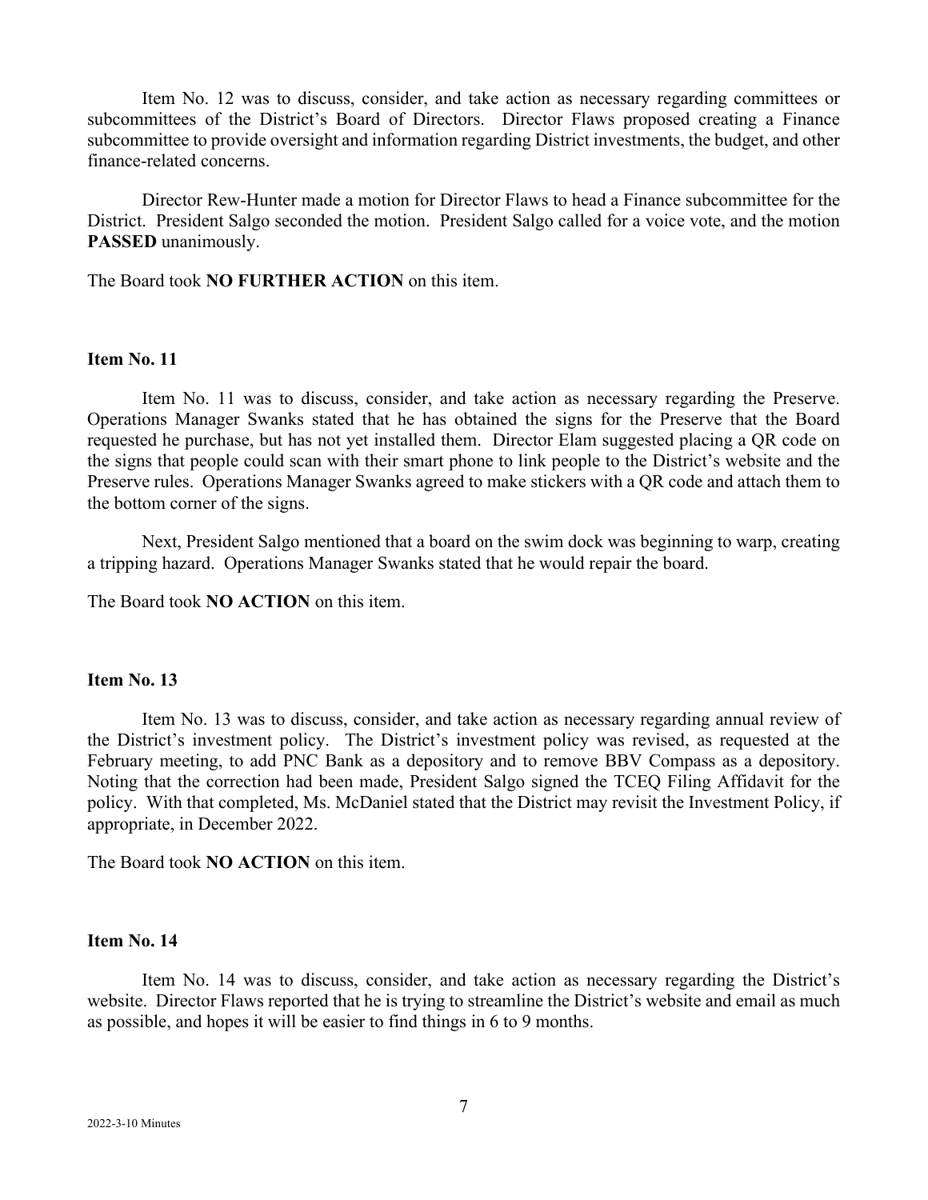Item No. 12 was to discuss, consider, and take action as necessary regarding committees or subcommittees of the District's Board of Directors. Director Flaws proposed creating a Finance subcommittee to provide oversight and information regarding District investments, the budget, and other finance-related concerns.

Director Rew-Hunter made a motion for Director Flaws to head a Finance subcommittee for the District. President Salgo seconded the motion. President Salgo called for a voice vote, and the motion **PASSED** unanimously.

The Board took **NO FURTHER ACTION** on this item.

### Item No. 11

Item No. 11 was to discuss, consider, and take action as necessary regarding the Preserve. Operations Manager Swanks stated that he has obtained the signs for the Preserve that the Board requested he purchase, but has not yet installed them. Director Elam suggested placing a QR code on the signs that people could scan with their smart phone to link people to the District's website and the Preserve rules. Operations Manager Swanks agreed to make stickers with a QR code and attach them to the bottom corner of the signs.

Next, President Salgo mentioned that a board on the swim dock was beginning to warp, creating a tripping hazard. Operations Manager Swanks stated that he would repair the board.

The Board took **NO ACTION** on this item.

### Item No. 13

Item No. 13 was to discuss, consider, and take action as necessary regarding annual review of the District's investment policy. The District's investment policy was revised, as requested at the February meeting, to add PNC Bank as a depository and to remove BBV Compass as a depository. Noting that the correction had been made, President Salgo signed the TCEQ Filing Affidavit for the policy. With that completed, Ms. McDaniel stated that the District may revisit the Investment Policy, if appropriate, in December 2022.

The Board took **NO ACTION** on this item.

### Item No. 14

Item No. 14 was to discuss, consider, and take action as necessary regarding the District's website. Director Flaws reported that he is trying to streamline the District's website and email as much as possible, and hopes it will be easier to find things in 6 to 9 months.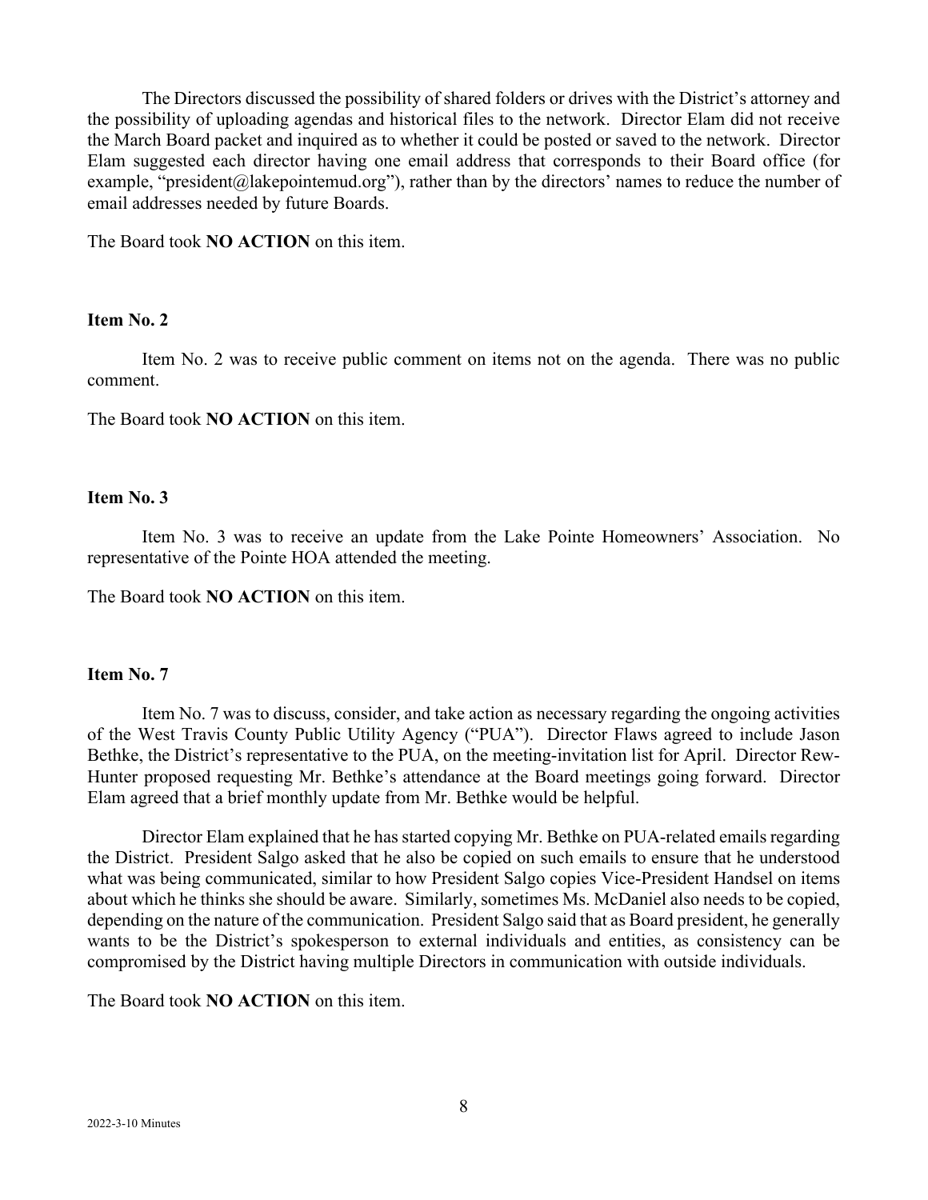The Directors discussed the possibility of shared folders or drives with the District's attorney and the possibility of uploading agendas and historical files to the network. Director Elam did not receive the March Board packet and inquired as to whether it could be posted or saved to the network. Director Elam suggested each director having one email address that corresponds to their Board office (for example, "president@lakepointemud.org"), rather than by the directors' names to reduce the number of email addresses needed by future Boards.

The Board took **NO ACTION** on this item.

**Item No. 2**

Item No. 2 was to receive public comment on items not on the agenda. There was no public comment.

The Board took **NO ACTION** on this item.

**Item No. 3**

Item No. 3 was to receive an update from the Lake Pointe Homeowners' Association. No representative of the Pointe HOA attended the meeting.

The Board took **NO ACTION** on this item.

**Item No. 7**

Item No. 7 was to discuss, consider, and take action as necessary regarding the ongoing activities of the West Travis County Public Utility Agency ("PUA"). Director Flaws agreed to include Jason Bethke, the District's representative to the PUA, on the meeting-invitation list for April. Director Rew-Hunter proposed requesting Mr. Bethke's attendance at the Board meetings going forward. Director Elam agreed that a brief monthly update from Mr. Bethke would be helpful.

Director Elam explained that he has started copying Mr. Bethke on PUA-related emails regarding the District. President Salgo asked that he also be copied on such emails to ensure that he understood what was being communicated, similar to how President Salgo copies Vice-President Handsel on items about which he thinks she should be aware. Similarly, sometimes Ms. McDaniel also needs to be copied, depending on the nature of the communication. President Salgo said that as Board president, he generally wants to be the District's spokesperson to external individuals and entities, as consistency can be compromised by the District having multiple Directors in communication with outside individuals.

The Board took **NO ACTION** on this item.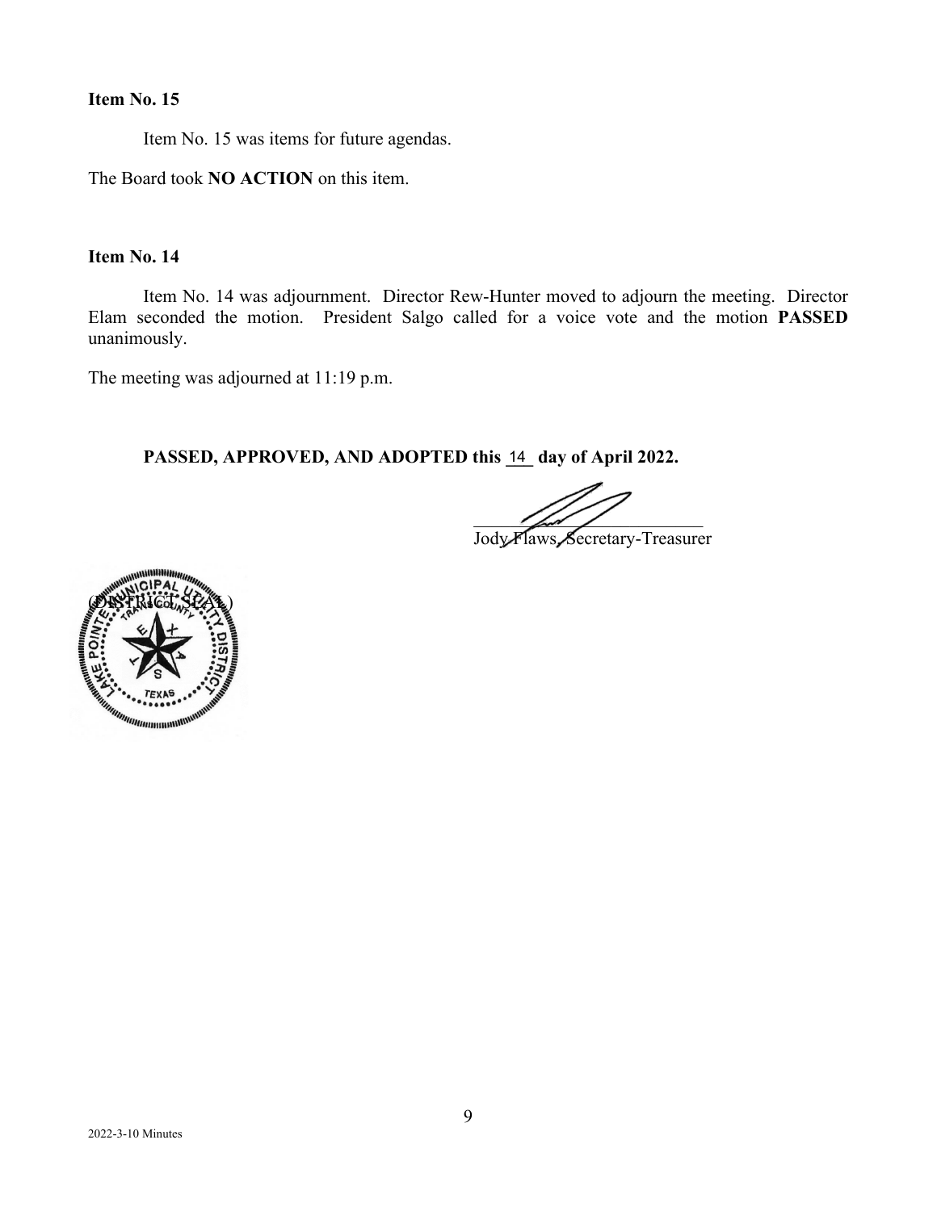**Item No. 15**

Item No. 15 was items for future agendas.

The Board took **NO ACTION** on this item.

**Item No. 14**

Item No. 14 was adjournment. Director Rew-Hunter moved to adjourn the meeting. Director Elam seconded the motion. President Salgo called for a voice vote and the motion **PASSED** unanimously.

The meeting was adjourned at 11:19 p.m.

**PASSED, APPROVED, AND ADOPTED this 14 day of April 2022.**

Jody Flaws, Secretary-Treasurer

(DISTRICT SEAL)

2022-3-10 Minutes